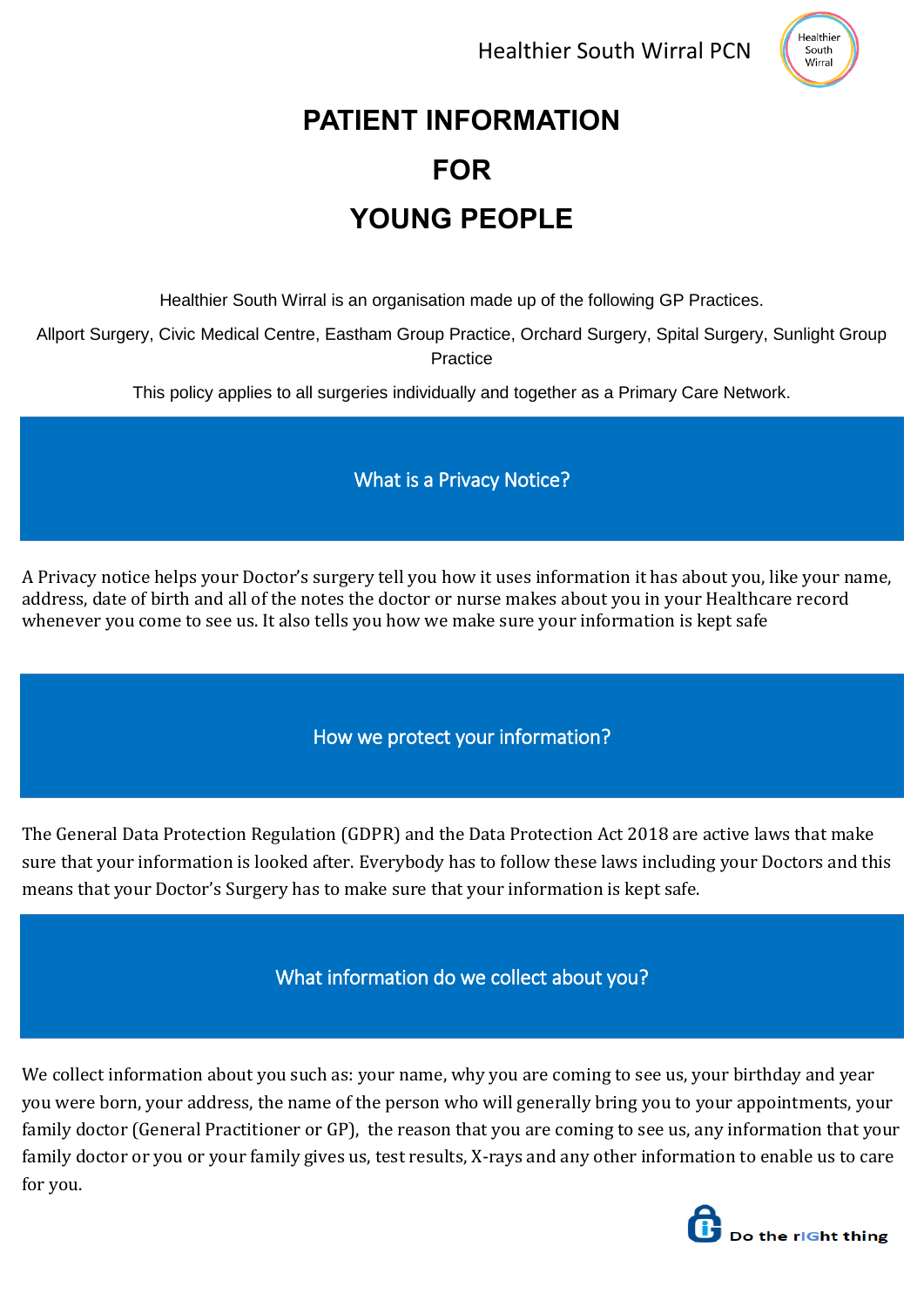# PATIENT INFORMATION

# FOR

# YOUNG PEOPLE

Healthier South Wirral is an organisation made up of the following GP Practices.

Allport Surgery, Civic Medical Centre, Eastham Group Practice, Orchard Surgery, Spital Surgery, Sunlight Group Practice

This policy applies to all surgeries individually and together as a Primary Care Network.

## What is a Privacy Notice?

A Privacy notice helps your Doctor's surgery tell you how it uses information it has about you, like your name, address, date of birth and all of the notes the doctor or nurse makes about you in your Healthcare record whenever you come to see us. It also tells you how we make sure your information is kept safe

## How we protect your information?

The General Data Protection Regulation (GDPR) and the Data Protection Act 2018 are active laws that make sure that your information is looked after. Everybody has to follow these laws including your Doctors and this means that your Doctor's Surgery has to make sure that your information is kept safe.

## What information do we collect about you?

We collect information about you such as: your name, why you are coming to see us, your birthday and year you were born, your address, the name of the person who will generally bring you to your appointments, your family doctor (General Practitioner or GP), the reason that you are coming to see us, any information that your family doctor or you or your family gives us, test results, X-rays and any other information to enable us to care for you.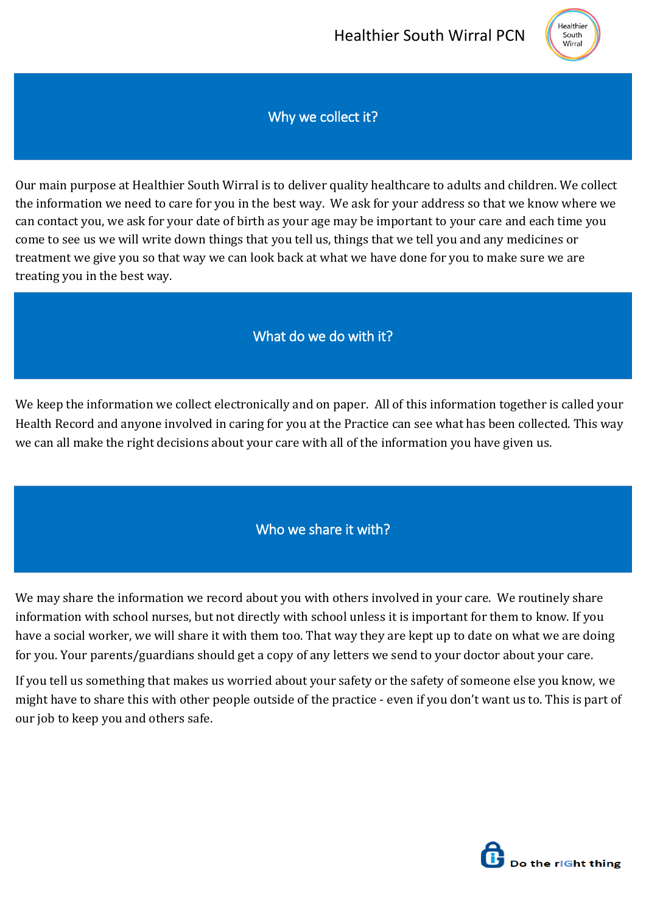## Why we collect it?

Our main purpose at Healthier South Wirral is to deliver quality healthcare to adults and children. We collect the information we need to care for you in the best way. We ask for your address so that we know where we can contact you, we ask for your date of birth as your age may be important to your care and each time you come to see us we will write down things that you tell us, things that we tell you and any medicines or treatment we give you so that way we can look back at what we have done for you to make sure we are treating you in the best way.

## What do we do with it?

We keep the information we collect electronically and on paper. All of this information together is called your Health Record and anyone involved in caring for you at the Practice can see what has been collected. This way we can all make the right decisions about your care with all of the information you have given us.

## Who we share it with?

We may share the information we record about you with others involved in your care. We routinely share information with school nurses, but not directly with school unless it is important for them to know. If you have a social worker, we will share it with them too. That way they are kept up to date on what we are doing for you. Your parents/guardians should get a copy of any letters we send to your doctor about your care.

If you tell us something that makes us worried about your safety or the safety of someone else you know, we might have to share this with other people outside of the practice - even if you don't want us to. This is part of our job to keep you and others safe.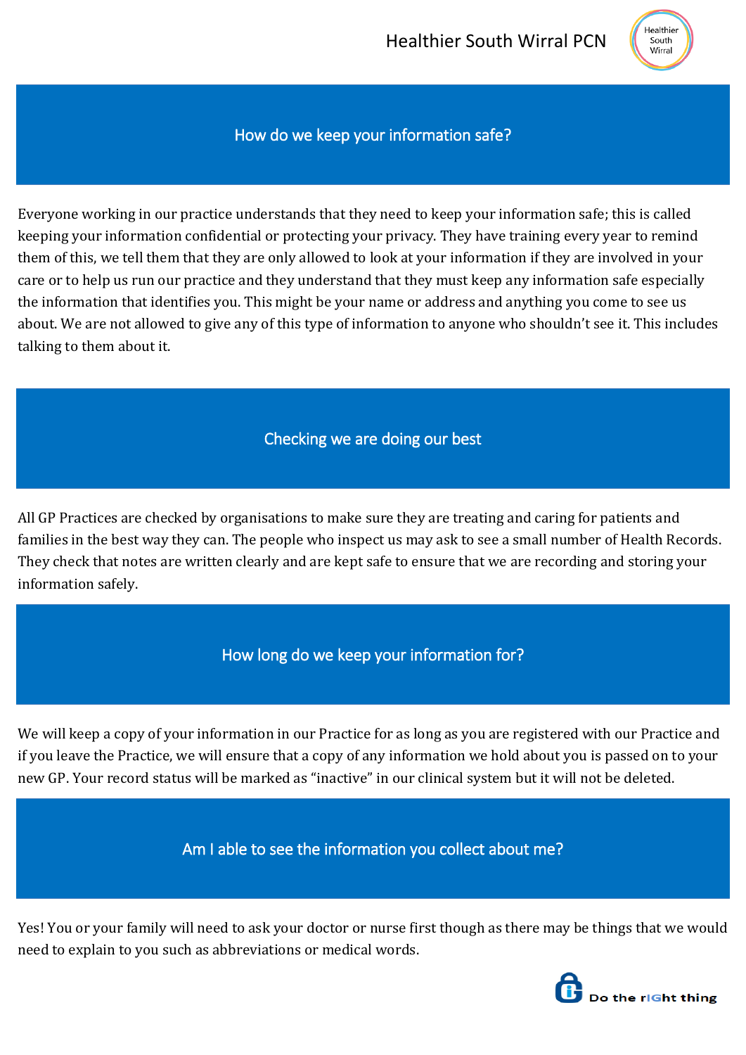## How do we keep your information safe?

Everyone working in our practice understands that they need to keep your information safe; this is called keeping your information confidential or protecting your privacy. They have training every year to remind them of this, we tell them that they are only allowed to look at your information if they are involved in your care or to help us run our practice and they understand that they must keep any information safe especially the information that identifies you. This might be your name or address and anything you come to see us about. We are not allowed to give any of this type of information to anyone who shouldn't see it. This includes talking to them about it.

## Checking we are doing our best

All GP Practices are checked by organisations to make sure they are treating and caring for patients and families in the best way they can. The people who inspect us may ask to see a small number of Health Records. They check that notes are written clearly and are kept safe to ensure that we are recording and storing your information safely.

## How long do we keep your information for?

We will keep a copy of your information in our Practice for as long as you are registered with our Practice and if you leave the Practice, we will ensure that a copy of any information we hold about you is passed on to your new GP. Your record status will be marked as "inactive" in our clinical system but it will not be deleted.

## Am I able to see the information you collect about me?

Yes! You or your family will need to ask your doctor or nurse first though as there may be things that we would need to explain to you such as abbreviations or medical words.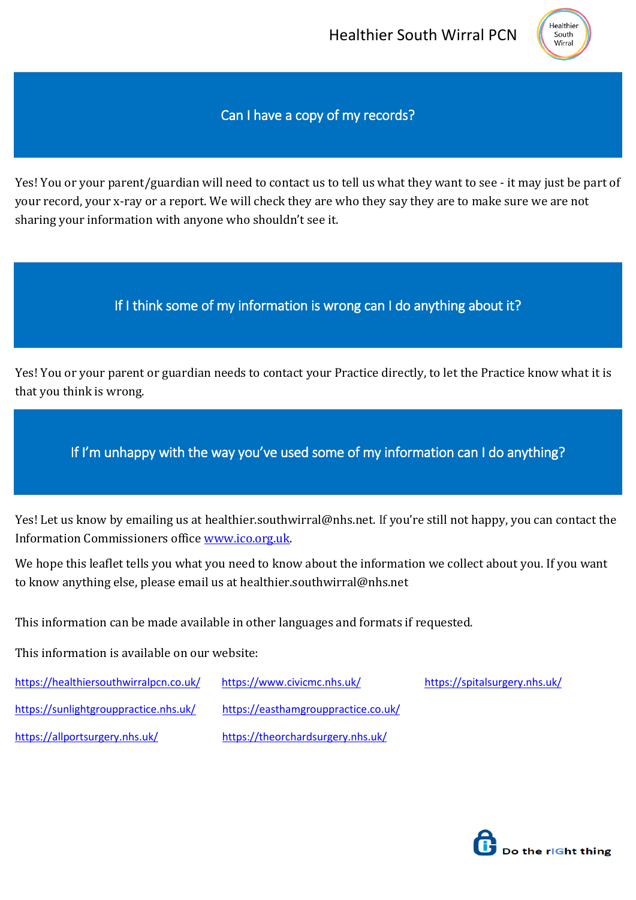## Can I have a copy of my records?

Yes! You or your parent/guardian will need to contact us to tell us what they want to see - it may just be part of your record, your x-ray or a report. We will check they are who they say they are to make sure we are not sharing your information with anyone who shouldn't see it.

## If I think some of my information is wrong can I do anything about it?

Yes! You or your parent or guardian needs to contact your Practice directly, to let the Practice know what it is that you think is wrong.

## If I'm unhappy with the way you've used some of my information can I do anything?

Yes! Let us know by emailing us at healthier.southwirral@nhs.net. If you're still not happy, you can contact the Information Commissioners office [www.ico.org.uk](www.ico.org.uk).

We hope this leaflet tells you what you need to know about the information we collect about you. If you want to know anything else, please email us at healthier.southwirral@nhs.net

This information can be made available in other languages and formats if requested.

This information is available on our website:

- https://healthiersouthwirralpcn.co.uk/
- https://www.civicmc.nhs.uk/
- https://spitalsurgery.nhs.uk/
- https://sunlightgrouppractice.nhs.uk/
- https://easthamgrouppractice.co.uk/
- https://allportsurgery.nhs.uk/
- https://theorchardsurgery.nhs.uk/

Do the rIGht thing